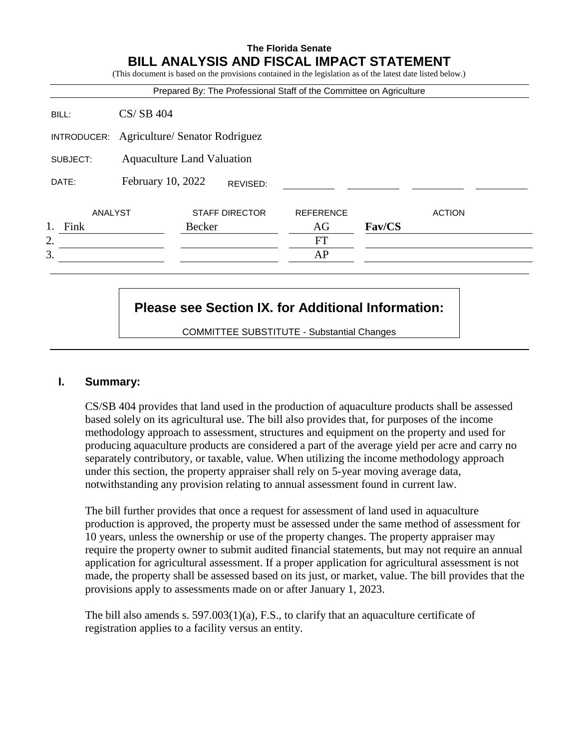**The Florida Senate**

# BILL ANALYSIS AND FISCAL IMPACT STATEMENT

(This document is based on the provisions contained in the legislation as of the latest date listed below.)

Prepared By: The Professional Staff of the Committee on Agriculture

| | |
|---|---|
| BILL: | CS/ SB 404 |
| INTRODUCER: | Agriculture/ Senator Rodriguez |
| SUBJECT: | Aquaculture Land Valuation |
| DATE: | February 10, 2022 REVISED: |

| | ANALYST | STAFF DIRECTOR | REFERENCE | ACTION |
|---|---|---|---|---|
| 1. | Fink | Becker | AG | **Fav/CS** |
| 2. | | | FT | |
| 3. | | | AP | |

**Please see Section IX. for Additional Information:**

COMMITTEE SUBSTITUTE - Substantial Changes

## I. Summary:

CS/SB 404 provides that land used in the production of aquaculture products shall be assessed based solely on its agricultural use. The bill also provides that, for purposes of the income methodology approach to assessment, structures and equipment on the property and used for producing aquaculture products are considered a part of the average yield per acre and carry no separately contributory, or taxable, value. When utilizing the income methodology approach under this section, the property appraiser shall rely on 5-year moving average data, notwithstanding any provision relating to annual assessment found in current law.

The bill further provides that once a request for assessment of land used in aquaculture production is approved, the property must be assessed under the same method of assessment for 10 years, unless the ownership or use of the property changes. The property appraiser may require the property owner to submit audited financial statements, but may not require an annual application for agricultural assessment. If a proper application for agricultural assessment is not made, the property shall be assessed based on its just, or market, value. The bill provides that the provisions apply to assessments made on or after January 1, 2023.

The bill also amends s. 597.003(1)(a), F.S., to clarify that an aquaculture certificate of registration applies to a facility versus an entity.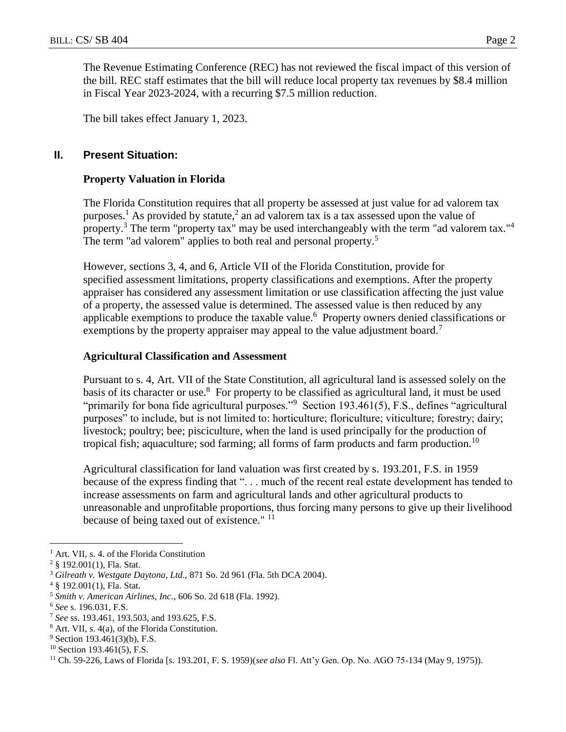The Revenue Estimating Conference (REC) has not reviewed the fiscal impact of this version of the bill. REC staff estimates that the bill will reduce local property tax revenues by $8.4 million in Fiscal Year 2023-2024, with a recurring $7.5 million reduction.

The bill takes effect January 1, 2023.

## II. Present Situation:

### Property Valuation in Florida

The Florida Constitution requires that all property be assessed at just value for ad valorem tax purposes.[1] As provided by statute,[2] an ad valorem tax is a tax assessed upon the value of property.[3] The term "property tax" may be used interchangeably with the term "ad valorem tax."[4] The term "ad valorem" applies to both real and personal property.[5]

However, sections 3, 4, and 6, Article VII of the Florida Constitution, provide for specified assessment limitations, property classifications and exemptions. After the property appraiser has considered any assessment limitation or use classification affecting the just value of a property, the assessed value is determined. The assessed value is then reduced by any applicable exemptions to produce the taxable value.[6] Property owners denied classifications or exemptions by the property appraiser may appeal to the value adjustment board.[7]

### Agricultural Classification and Assessment

Pursuant to s. 4, Art. VII of the State Constitution, all agricultural land is assessed solely on the basis of its character or use.[8] For property to be classified as agricultural land, it must be used "primarily for bona fide agricultural purposes."[9] Section 193.461(5), F.S., defines "agricultural purposes" to include, but is not limited to: horticulture; floriculture; viticulture; forestry; dairy; livestock; poultry; bee; pisciculture, when the land is used principally for the production of tropical fish; aquaculture; sod farming; all forms of farm products and farm production.[10]

Agricultural classification for land valuation was first created by s. 193.201, F.S. in 1959 because of the express finding that ". . . much of the recent real estate development has tended to increase assessments on farm and agricultural lands and other agricultural products to unreasonable and unprofitable proportions, thus forcing many persons to give up their livelihood because of being taxed out of existence."[11]

---

[1] Art. VII, s. 4. of the Florida Constitution

[2] § 192.001(1), Fla. Stat.

[3] *Gilreath v. Westgate Daytona, Ltd*., 871 So. 2d 961 (Fla. 5th DCA 2004).

[4] § 192.001(1), Fla. Stat.

[5] *Smith v. American Airlines, Inc.*, 606 So. 2d 618 (Fla. 1992).

[6] *See* s. 196.031, F.S.

[7] *See* ss. 193.461, 193.503, and 193.625, F.S.

[8] Art. VII, s. 4(a), of the Florida Constitution.

[9] Section 193.461(3)(b), F.S.

[10] Section 193.461(5), F.S.

[11] Ch. 59-226, Laws of Florida [s. 193.201, F. S. 1959](*see also* Fl. Att'y Gen. Op. No. AGO 75-134 (May 9, 1975)).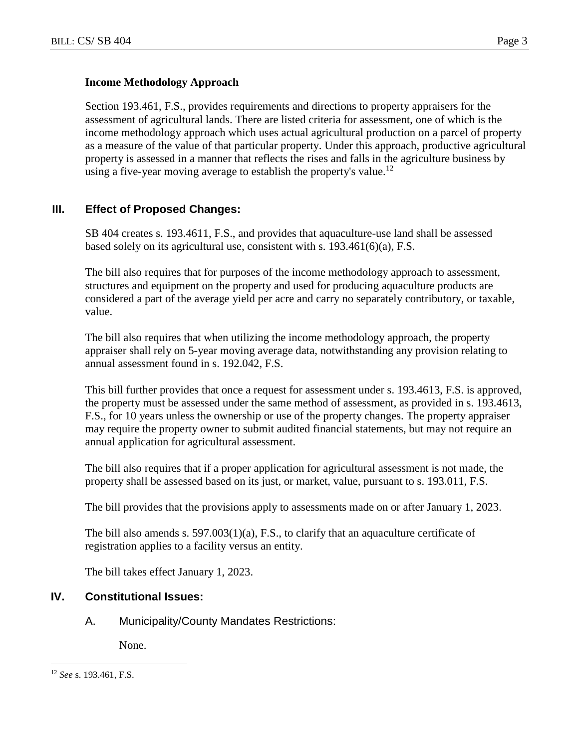**Income Methodology Approach**

Section 193.461, F.S., provides requirements and directions to property appraisers for the assessment of agricultural lands. There are listed criteria for assessment, one of which is the income methodology approach which uses actual agricultural production on a parcel of property as a measure of the value of that particular property. Under this approach, productive agricultural property is assessed in a manner that reflects the rises and falls in the agriculture business by using a five-year moving average to establish the property's value.[12]

## III. Effect of Proposed Changes:

SB 404 creates s. 193.4611, F.S., and provides that aquaculture-use land shall be assessed based solely on its agricultural use, consistent with s. 193.461(6)(a), F.S.

The bill also requires that for purposes of the income methodology approach to assessment, structures and equipment on the property and used for producing aquaculture products are considered a part of the average yield per acre and carry no separately contributory, or taxable, value.

The bill also requires that when utilizing the income methodology approach, the property appraiser shall rely on 5-year moving average data, notwithstanding any provision relating to annual assessment found in s. 192.042, F.S.

This bill further provides that once a request for assessment under s. 193.4613, F.S. is approved, the property must be assessed under the same method of assessment, as provided in s. 193.4613, F.S., for 10 years unless the ownership or use of the property changes. The property appraiser may require the property owner to submit audited financial statements, but may not require an annual application for agricultural assessment.

The bill also requires that if a proper application for agricultural assessment is not made, the property shall be assessed based on its just, or market, value, pursuant to s. 193.011, F.S.

The bill provides that the provisions apply to assessments made on or after January 1, 2023.

The bill also amends s. 597.003(1)(a), F.S., to clarify that an aquaculture certificate of registration applies to a facility versus an entity.

The bill takes effect January 1, 2023.

## IV. Constitutional Issues:

### A. Municipality/County Mandates Restrictions:

None.

---

[12] *See* s. 193.461, F.S.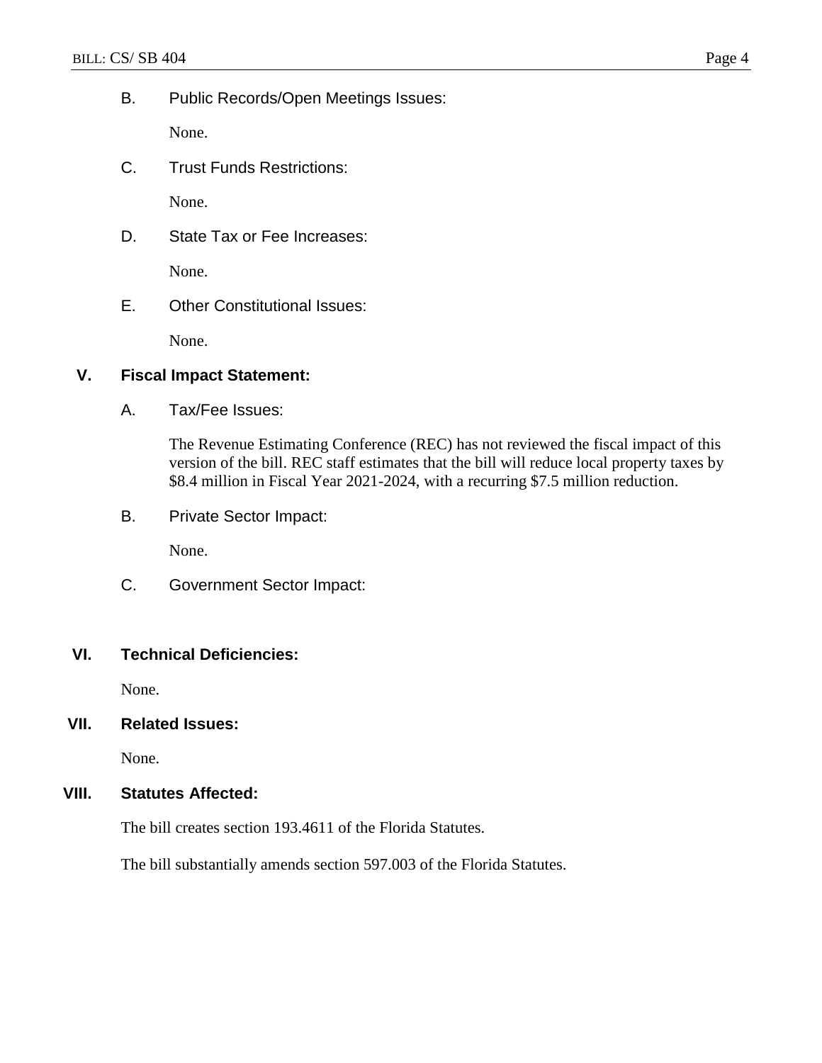B. Public Records/Open Meetings Issues:

None.

C. Trust Funds Restrictions:

None.

D. State Tax or Fee Increases:

None.

E. Other Constitutional Issues:

None.

## V. Fiscal Impact Statement:

A. Tax/Fee Issues:

The Revenue Estimating Conference (REC) has not reviewed the fiscal impact of this version of the bill. REC staff estimates that the bill will reduce local property taxes by $8.4 million in Fiscal Year 2021-2024, with a recurring $7.5 million reduction.

B. Private Sector Impact:

None.

C. Government Sector Impact:

## VI. Technical Deficiencies:

None.

## VII. Related Issues:

None.

## VIII. Statutes Affected:

The bill creates section 193.4611 of the Florida Statutes.

The bill substantially amends section 597.003 of the Florida Statutes.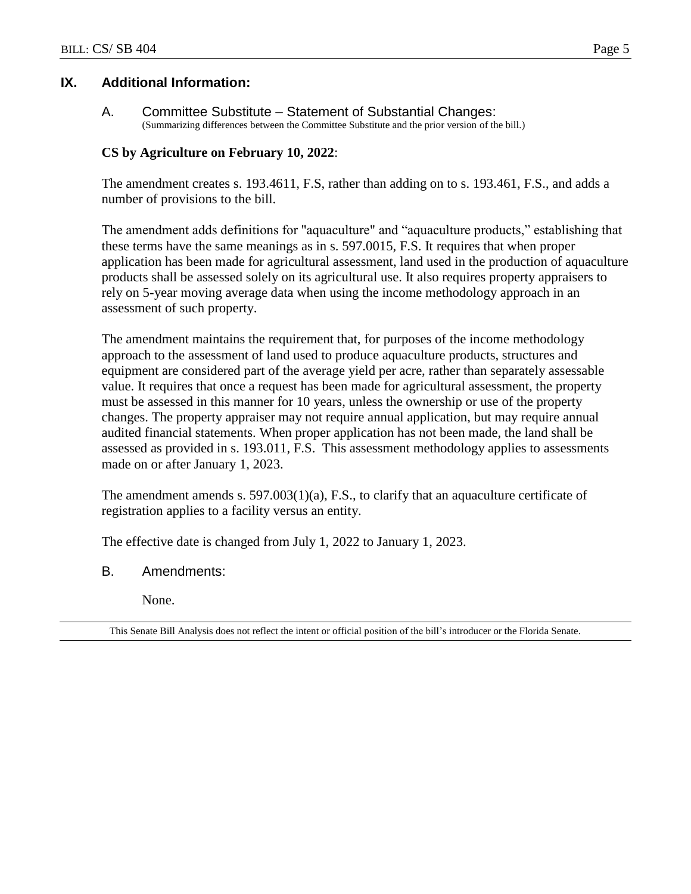## IX. Additional Information:

### A. Committee Substitute – Statement of Substantial Changes:

(Summarizing differences between the Committee Substitute and the prior version of the bill.)

**CS by Agriculture on February 10, 2022**:

The amendment creates s. 193.4611, F.S, rather than adding on to s. 193.461, F.S., and adds a number of provisions to the bill.

The amendment adds definitions for "aquaculture" and "aquaculture products," establishing that these terms have the same meanings as in s. 597.0015, F.S. It requires that when proper application has been made for agricultural assessment, land used in the production of aquaculture products shall be assessed solely on its agricultural use. It also requires property appraisers to rely on 5-year moving average data when using the income methodology approach in an assessment of such property.

The amendment maintains the requirement that, for purposes of the income methodology approach to the assessment of land used to produce aquaculture products, structures and equipment are considered part of the average yield per acre, rather than separately assessable value. It requires that once a request has been made for agricultural assessment, the property must be assessed in this manner for 10 years, unless the ownership or use of the property changes. The property appraiser may not require annual application, but may require annual audited financial statements. When proper application has not been made, the land shall be assessed as provided in s. 193.011, F.S. This assessment methodology applies to assessments made on or after January 1, 2023.

The amendment amends s. 597.003(1)(a), F.S., to clarify that an aquaculture certificate of registration applies to a facility versus an entity.

The effective date is changed from July 1, 2022 to January 1, 2023.

### B. Amendments:

None.

This Senate Bill Analysis does not reflect the intent or official position of the bill's introducer or the Florida Senate.